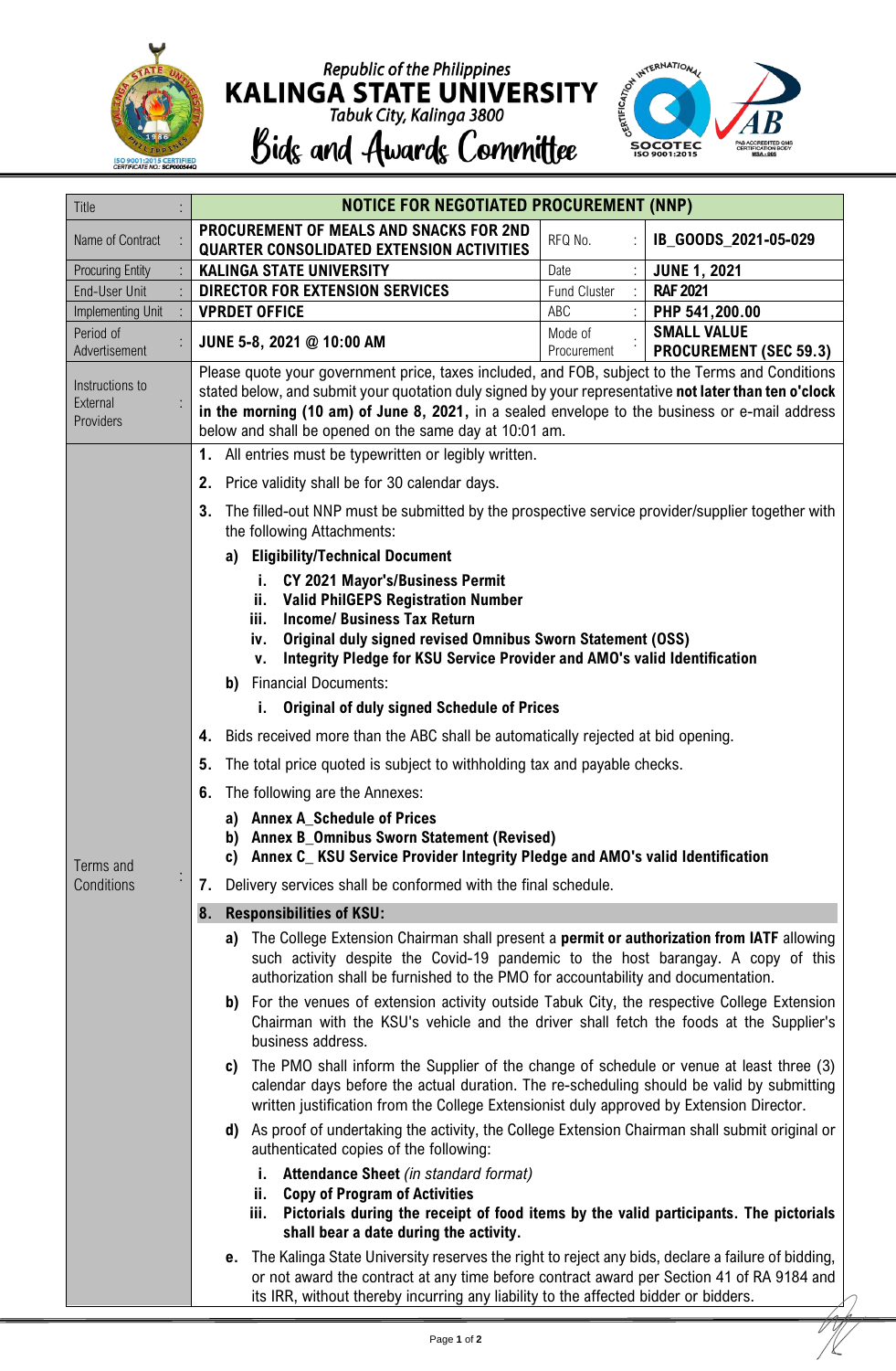Republic of the Philippines

# KALINGA STATE UNIVERSITY

Tabuk City, Kalinga 3800

## Bids and Awards Committee

| Title | : | **NOTICE FOR NEGOTIATED PROCUREMENT (NNP)** | | | |
|---|---|---|---|---|---|
| Name of Contract | : | **PROCUREMENT OF MEALS AND SNACKS FOR 2ND QUARTER CONSOLIDATED EXTENSION ACTIVITIES** | RFQ No. | : | **IB_GOODS_2021-05-029** |
| Procuring Entity | : | **KALINGA STATE UNIVERSITY** | Date | : | **JUNE 1, 2021** |
| End-User Unit | : | **DIRECTOR FOR EXTENSION SERVICES** | Fund Cluster | : | **RAF 2021** |
| Implementing Unit | : | **VPRDET OFFICE** | ABC | : | **PHP 541,200.00** |
| Period of Advertisement | : | **JUNE 5-8, 2021 @ 10:00 AM** | Mode of Procurement | : | **SMALL VALUE PROCUREMENT (SEC 59.3)** |
| Instructions to External Providers | : | Please quote your government price, taxes included, and FOB, subject to the Terms and Conditions stated below, and submit your quotation duly signed by your representative **not later than ten o'clock in the morning (10 am) of June 8, 2021,** in a sealed envelope to the business or e-mail address below and shall be opened on the same day at 10:01 am. | | | |

**Terms and Conditions:**

1. All entries must be typewritten or legibly written.
2. Price validity shall be for 30 calendar days.
3. The filled-out NNP must be submitted by the prospective service provider/supplier together with the following Attachments:
   a) **Eligibility/Technical Document**
      i. **CY 2021 Mayor's/Business Permit**
      ii. **Valid PhilGEPS Registration Number**
      iii. **Income/ Business Tax Return**
      iv. **Original duly signed revised Omnibus Sworn Statement (OSS)**
      v. **Integrity Pledge for KSU Service Provider and AMO's valid Identification**
   b) Financial Documents:
      i. **Original of duly signed Schedule of Prices**
4. Bids received more than the ABC shall be automatically rejected at bid opening.
5. The total price quoted is subject to withholding tax and payable checks.
6. The following are the Annexes:
   a) **Annex A_Schedule of Prices**
   b) **Annex B_Omnibus Sworn Statement (Revised)**
   c) **Annex C_ KSU Service Provider Integrity Pledge and AMO's valid Identification**
7. Delivery services shall be conformed with the final schedule.
8. **Responsibilities of KSU:**
   a) The College Extension Chairman shall present a **permit or authorization from IATF** allowing such activity despite the Covid-19 pandemic to the host barangay. A copy of this authorization shall be furnished to the PMO for accountability and documentation.
   b) For the venues of extension activity outside Tabuk City, the respective College Extension Chairman with the KSU's vehicle and the driver shall fetch the foods at the Supplier's business address.
   c) The PMO shall inform the Supplier of the change of schedule or venue at least three (3) calendar days before the actual duration. The re-scheduling should be valid by submitting written justification from the College Extensionist duly approved by Extension Director.
   d) As proof of undertaking the activity, the College Extension Chairman shall submit original or authenticated copies of the following:
      i. **Attendance Sheet** *(in standard format)*
      ii. **Copy of Program of Activities**
      iii. **Pictorials during the receipt of food items by the valid participants. The pictorials shall bear a date during the activity.**
   e. The Kalinga State University reserves the right to reject any bids, declare a failure of bidding, or not award the contract at any time before contract award per Section 41 of RA 9184 and its IRR, without thereby incurring any liability to the affected bidder or bidders.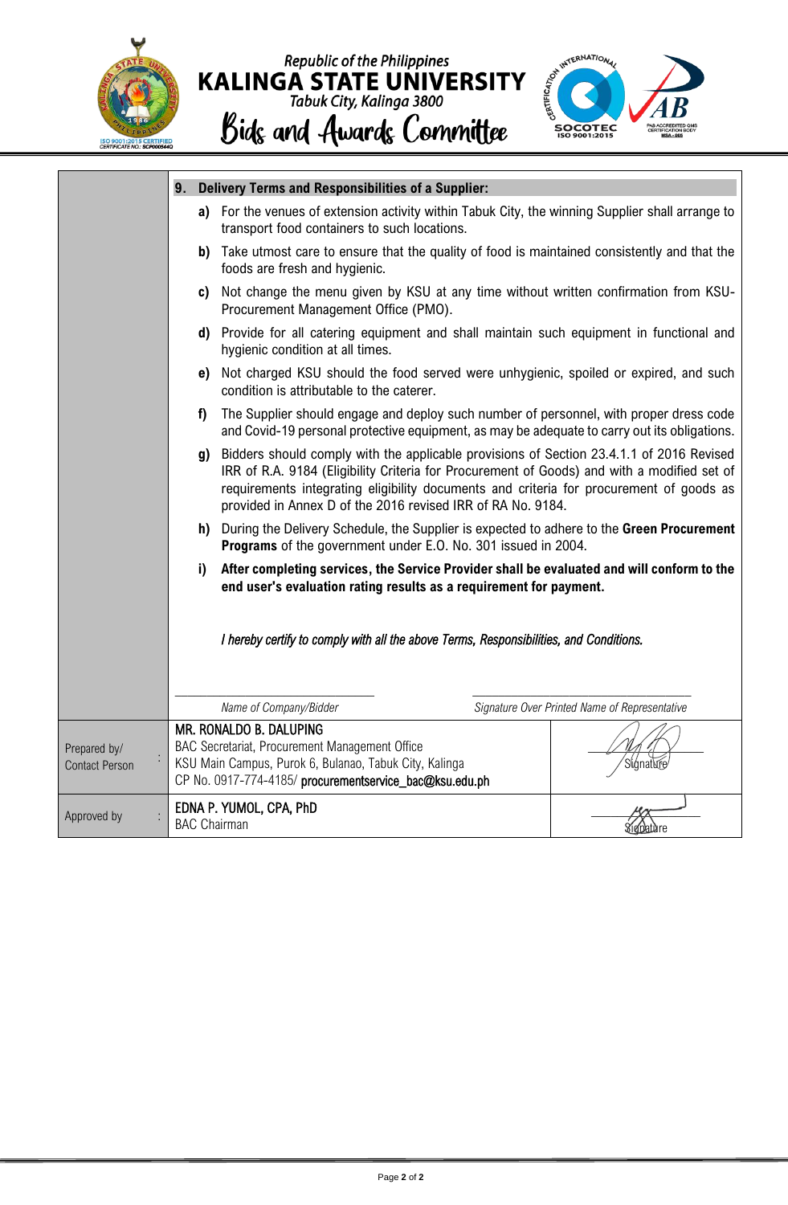Republic of the Philippines
**KALINGA STATE UNIVERSITY**
Tabuk City, Kalinga 3800
Bids and Awards Committee

**9. Delivery Terms and Responsibilities of a Supplier:**

**a)** For the venues of extension activity within Tabuk City, the winning Supplier shall arrange to transport food containers to such locations.

**b)** Take utmost care to ensure that the quality of food is maintained consistently and that the foods are fresh and hygienic.

**c)** Not change the menu given by KSU at any time without written confirmation from KSU-Procurement Management Office (PMO).

**d)** Provide for all catering equipment and shall maintain such equipment in functional and hygienic condition at all times.

**e)** Not charged KSU should the food served were unhygienic, spoiled or expired, and such condition is attributable to the caterer.

**f)** The Supplier should engage and deploy such number of personnel, with proper dress code and Covid-19 personal protective equipment, as may be adequate to carry out its obligations.

**g)** Bidders should comply with the applicable provisions of Section 23.4.1.1 of 2016 Revised IRR of R.A. 9184 (Eligibility Criteria for Procurement of Goods) and with a modified set of requirements integrating eligibility documents and criteria for procurement of goods as provided in Annex D of the 2016 revised IRR of RA No. 9184.

**h)** During the Delivery Schedule, the Supplier is expected to adhere to the **Green Procurement Programs** of the government under E.O. No. 301 issued in 2004.

**i)** **After completing services, the Service Provider shall be evaluated and will conform to the end user's evaluation rating results as a requirement for payment.**

*I hereby certify to comply with all the above Terms, Responsibilities, and Conditions.*

______________________________ &nbsp;&nbsp;&nbsp;&nbsp; ______________________________
*Name of Company/Bidder* &nbsp;&nbsp;&nbsp;&nbsp; *Signature Over Printed Name of Representative*

| | | |
|---|---|---|
| Prepared by/ Contact Person : | MR. RONALDO B. DALUPING<br>BAC Secretariat, Procurement Management Office<br>KSU Main Campus, Purok 6, Bulanao, Tabuk City, Kalinga<br>CP No. 0917-774-4185/ procurementservice_bac@ksu.edu.ph | Signature |
| Approved by : | EDNA P. YUMOL, CPA, PhD<br>BAC Chairman | Signature |